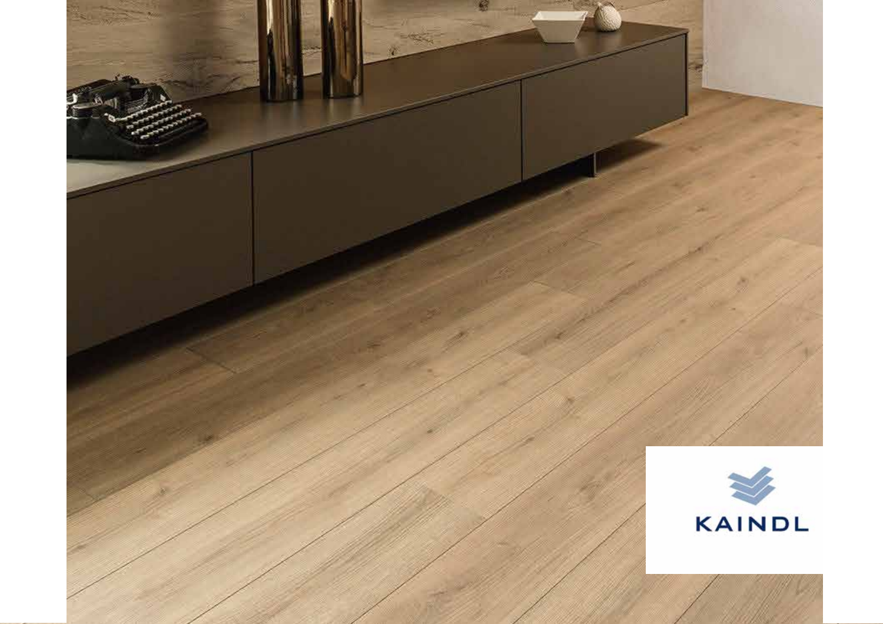KAINDL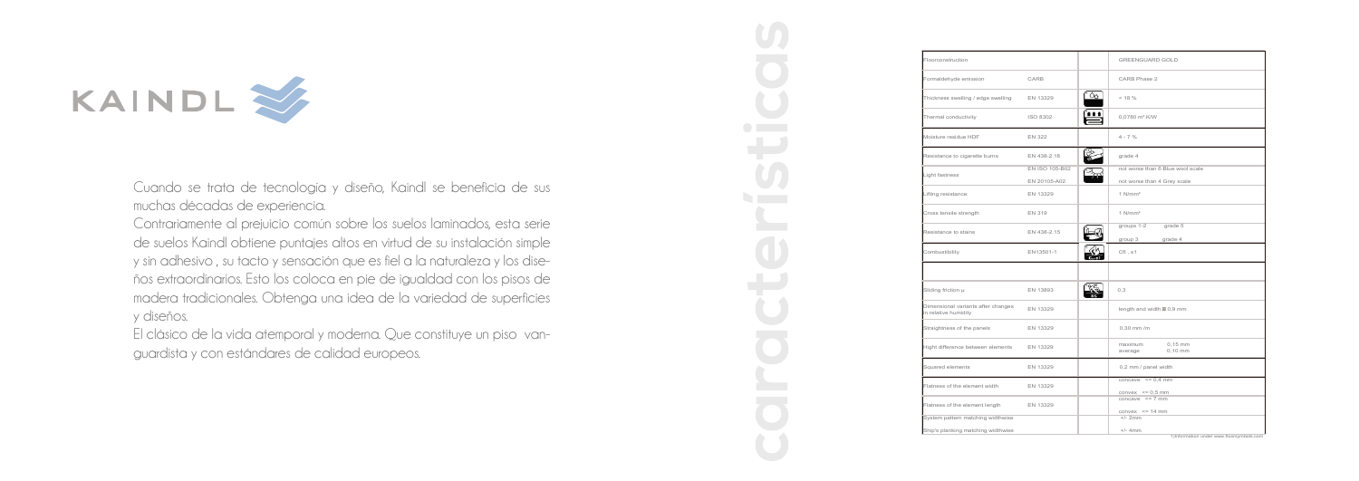KAINDL

Cuando se trata de tecnología y diseño, Kaindl se beneficia de sus muchas décadas de experiencia.

Contrariamente al prejuicio común sobre los suelos laminados, esta serie de suelos Kaindl obtiene puntajes altos en virtud de su instalación simple y sin adhesivo , su tacto y sensación que es fiel a la naturaleza y los diseños extraordinarios. Esto los coloca en pie de igualdad con los pisos de madera tradicionales. Obtenga una idea de la variedad de superficies y diseños.

El clásico de la vida atemporal y moderna. Que constituye un piso vanguardista y con estándares de calidad europeos.

# características

| Floorconstruction | | | GREENGUARD GOLD |
|---|---|---|---|
| Formaldehyde emission | CARB | | CARB Phase 2 |
| Thickness swelling / edge swelling | EN 13329 | | < 18 % |
| Thermal conductivity | ISO 8302 | | 0,0780 m²K/W |
| Moisture residue HDF | EN 322 | | 4 - 7 % |
| Resistance to cigarette burns | EN 438-2.18 | | grade 4 |
| Light fastness | EN ISO 105-B02<br>EN 20105-A02 | | not worse than 6 Blue wool scale<br>not worse than 4 Grey scale |
| Lifting resistance | EN 13329 | | 1 N/mm² |
| Cross tensile strength | EN 319 | | 1 N/mm² |
| Resistance to stains | EN 438-2.15 | | groups 1-2 grade 5<br>group 3 grade 4 |
| Combustibility | EN13501-1 | | Cfl , s1 |
| | | | |
| Sliding friction μ | EN 13893 | | 0,3 |
| Dimensional variants after changes in relative humidity | EN 13329 | | length and width ⊠ 0,9 mm |
| Straightness of the panels | EN 13329 | | 0,30 mm /m |
| Hight difference between elements | EN 13329 | | maximum 0,15 mm<br>average 0,10 mm |
| Squared elements | EN 13329 | | 0,2 mm / panel width |
| Flatness of the element width | EN 13329 | | concave <= 0,4 mm<br>convex <= 0,5 mm |
| Flatness of the element length | EN 13329 | | concave <= 7 mm<br>convex <= 14 mm |
| System pattern matching widthwise | | | +/- 2mm |
| Ship's planking matching widthwise | | | +/- 4mm |

1) information under www.floorprotect.com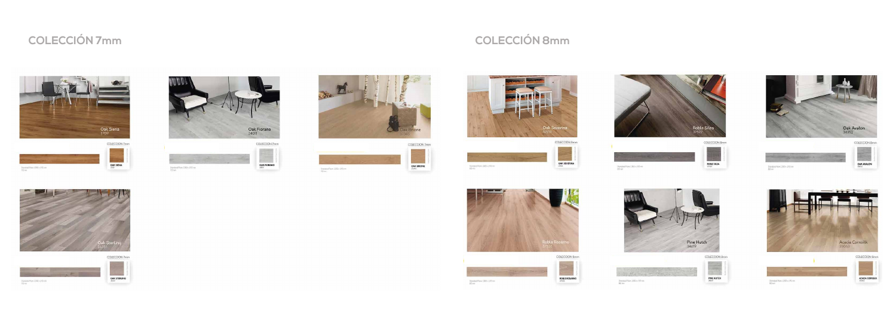## COLECCIÓN 7mm

Oak Siena
37017

COLECCION 7mm

OAK SIENA

Oak Fiorano
34311

COLECCION 7mm

OAK FIORANO

Oak Bnone
37545

COLECCION 7mm

OAK BRONE

Oak Sterling
34311

COLECCION 7mm

OAK STERLING

## COLECCIÓN 8mm

Oak Severina
37012

COLECCION 8mm

OAK SEVERINA

Roble Silea
37522

COLECCION 8mm

ROBLE SILEA

Oak Avalon
38152

COLECCION 8mm

OAK AVALON

Roble Rosarno
37525

COLECCION 8mm

ROBLE ROSARNO

Pine Hutch
34619

COLECCION 8mm

PINE HUTCH

Acacia Cornsilk
35063

COLECCION 8mm

ACACIA CORNSILK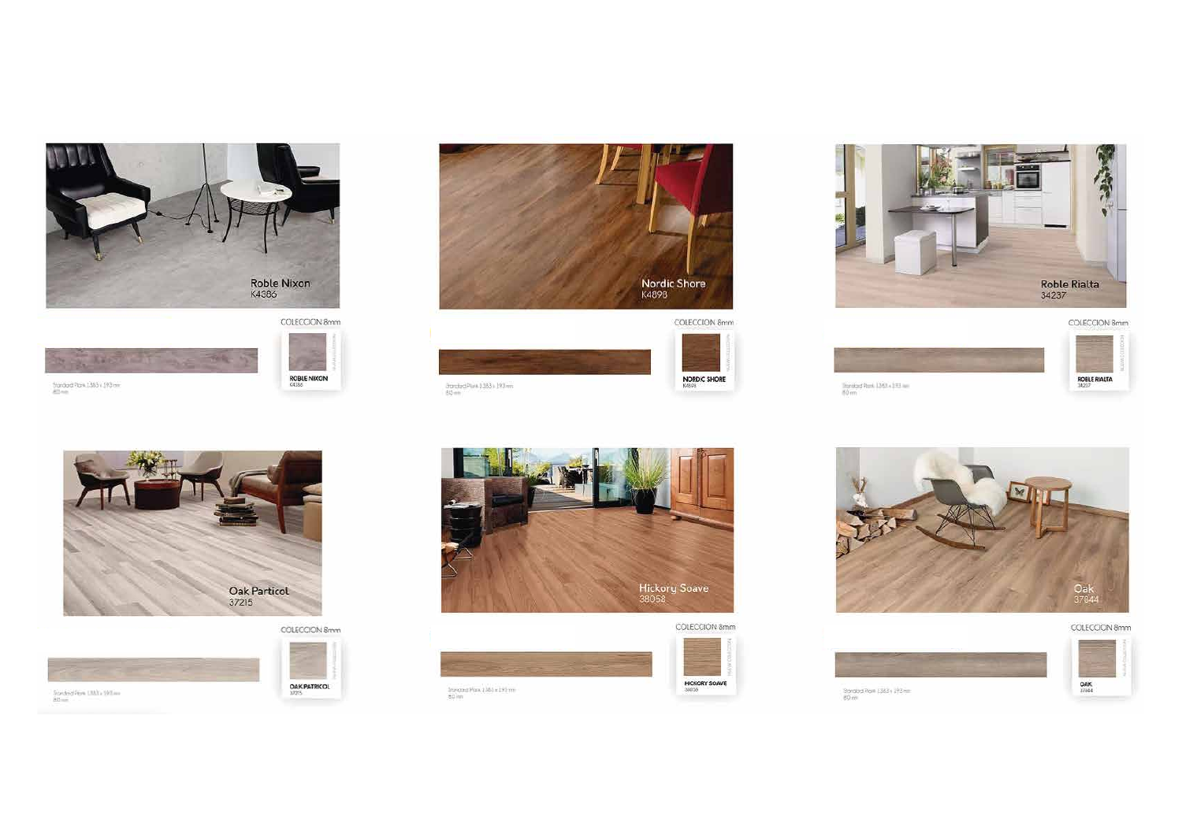Roble Nixon
K4386

COLECCION 8mm

ROBLE NIKON
K4386

Standard Plank 1383 x 193 mm
8.0 mm

Nordic Shore
K4898

COLECCION 8mm

NORDIC SHORE
K4898

Standard Plank 1383 x 193 mm
8.0 mm

Roble Rialta
34237

COLECCION 8mm

ROBLE RIALTA
34237

Standard Plank 1383 x 193 mm
8.0 mm

Oak Particol
37215

COLECCION 8mm

OAK PATRICOL
37215

Standard Plank 1383 x 193 mm
8.0 mm

Hickory Soave
38058

COLECCION 8mm

HICKORY SOAVE
38058

Standard Plank 1383 x 193 mm
8.0 mm

Oak
37844

COLECCION 8mm

OAK
37844

Standard Plank 1383 x 193 mm
8.0 mm